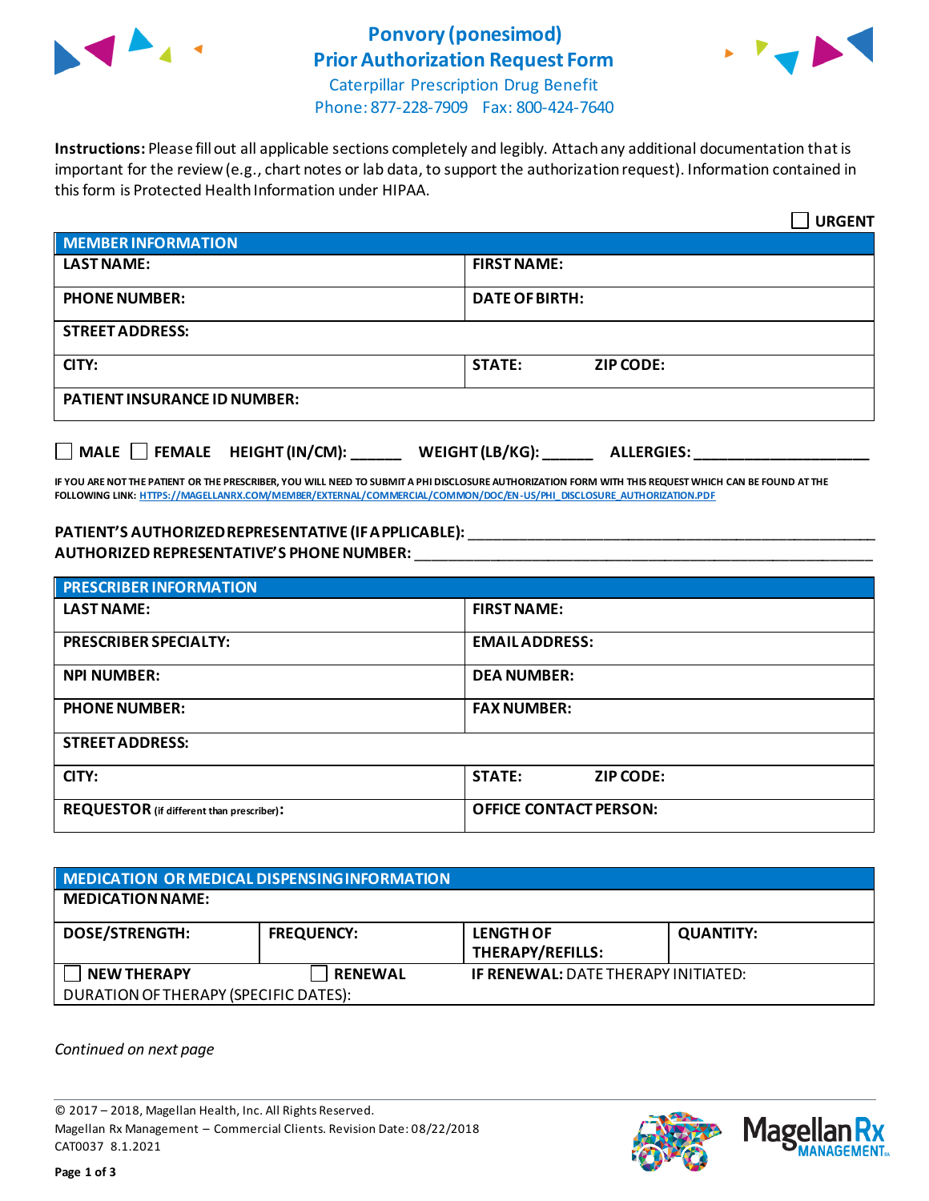# Ponvory (ponesimod)
# Prior Authorization Request Form

Caterpillar Prescription Drug Benefit
Phone: 877-228-7909 Fax: 800-424-7640

**Instructions:** Please fill out all applicable sections completely and legibly. Attach any additional documentation that is important for the review (e.g., chart notes or lab data, to support the authorization request). Information contained in this form is Protected Health Information under HIPAA.

☐ **URGENT**

| **MEMBER INFORMATION** | | |
|---|---|---|
| **LAST NAME:** | **FIRST NAME:** | |
| **PHONE NUMBER:** | **DATE OF BIRTH:** | |
| **STREET ADDRESS:** | | |
| **CITY:** | **STATE:** | **ZIP CODE:** |
| **PATIENT INSURANCE ID NUMBER:** | | |

☐ **MALE** ☐ **FEMALE** **HEIGHT (IN/CM):** ______ **WEIGHT (LB/KG):** ______ **ALLERGIES:** ____________________

**IF YOU ARE NOT THE PATIENT OR THE PRESCRIBER, YOU WILL NEED TO SUBMIT A PHI DISCLOSURE AUTHORIZATION FORM WITH THIS REQUEST WHICH CAN BE FOUND AT THE FOLLOWING LINK: HTTPS://MAGELLANRX.COM/MEMBER/EXTERNAL/COMMERCIAL/COMMON/DOC/EN-US/PHI_DISCLOSURE_AUTHORIZATION.PDF**

**PATIENT'S AUTHORIZED REPRESENTATIVE (IF APPLICABLE):** ____________________________________________

**AUTHORIZED REPRESENTATIVE'S PHONE NUMBER:** ____________________________________________

| **PRESCRIBER INFORMATION** | | |
|---|---|---|
| **LAST NAME:** | **FIRST NAME:** | |
| **PRESCRIBER SPECIALTY:** | **EMAIL ADDRESS:** | |
| **NPI NUMBER:** | **DEA NUMBER:** | |
| **PHONE NUMBER:** | **FAX NUMBER:** | |
| **STREET ADDRESS:** | | |
| **CITY:** | **STATE:** | **ZIP CODE:** |
| **REQUESTOR** (if different than prescriber)**:** | **OFFICE CONTACT PERSON:** | |

| **MEDICATION OR MEDICAL DISPENSING INFORMATION** | | | |
|---|---|---|---|
| **MEDICATION NAME:** | | | |
| **DOSE/STRENGTH:** | **FREQUENCY:** | **LENGTH OF THERAPY/REFILLS:** | **QUANTITY:** |
| ☐ **NEW THERAPY** | ☐ **RENEWAL** | **IF RENEWAL:** DATE THERAPY INITIATED: | |
| DURATION OF THERAPY (SPECIFIC DATES): | | | |

*Continued on next page*

© 2017 – 2018, Magellan Health, Inc. All Rights Reserved.
Magellan Rx Management – Commercial Clients. Revision Date: 08/22/2018
CAT0037 8.1.2021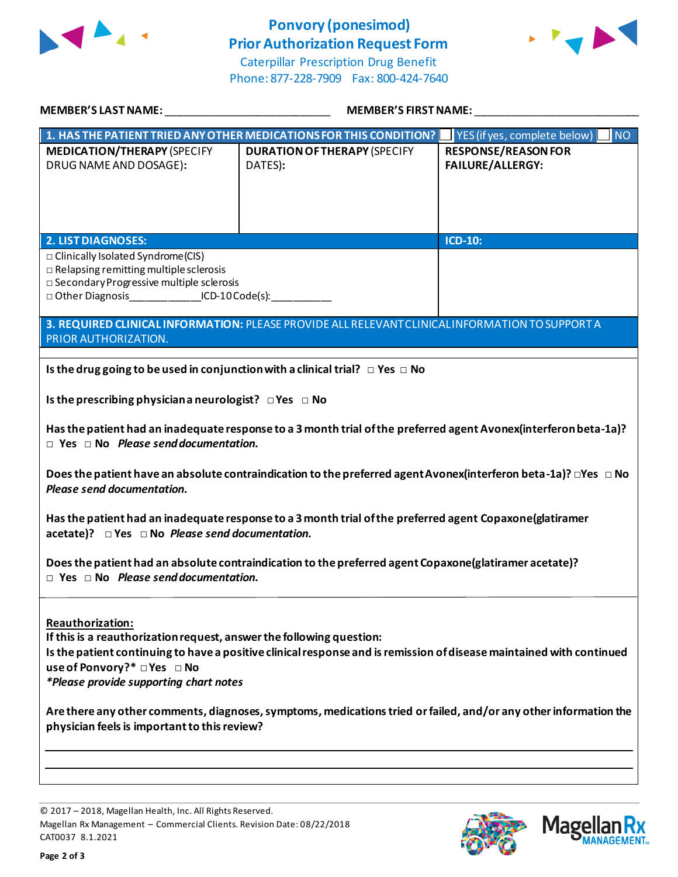# Ponvory (ponesimod) Prior Authorization Request Form

Caterpillar Prescription Drug Benefit
Phone: 877-228-7909 Fax: 800-424-7640

**MEMBER'S LAST NAME:** ___________________________ **MEMBER'S FIRST NAME:** ___________________________

| **1. HAS THE PATIENT TRIED ANY OTHER MEDICATIONS FOR THIS CONDITION?** | | ☐ YES (if yes, complete below) ☐ NO |
|---|---|---|
| **MEDICATION/THERAPY** (SPECIFY DRUG NAME AND DOSAGE): | **DURATION OF THERAPY** (SPECIFY DATES): | **RESPONSE/REASON FOR FAILURE/ALLERGY:** |
| | | |

| **2. LIST DIAGNOSES:** | **ICD-10:** |
|---|---|
| □ Clinically Isolated Syndrome (CIS)<br>□ Relapsing remitting multiple sclerosis<br>□ Secondary Progressive multiple sclerosis<br>□ Other Diagnosis____________ICD-10 Code(s):__________ | |

**3. REQUIRED CLINICAL INFORMATION:** PLEASE PROVIDE ALL RELEVANT CLINICAL INFORMATION TO SUPPORT A PRIOR AUTHORIZATION.

**Is the drug going to be used in conjunction with a clinical trial?** □ Yes □ No

**Is the prescribing physician a neurologist?** □ Yes □ No

**Has the patient had an inadequate response to a 3 month trial of the preferred agent Avonex (interferon beta-1a)?** □ Yes □ No *Please send documentation.*

**Does the patient have an absolute contraindication to the preferred agent Avonex (interferon beta-1a)?** □ Yes □ No *Please send documentation.*

**Has the patient had an inadequate response to a 3 month trial of the preferred agent Copaxone (glatiramer acetate)?** □ Yes □ No *Please send documentation.*

**Does the patient had an absolute contraindication to the preferred agent Copaxone (glatiramer acetate)?** □ Yes □ No *Please send documentation.*

**Reauthorization:**

**If this is a reauthorization request, answer the following question:**

**Is the patient continuing to have a positive clinical response and is remission of disease maintained with continued use of Ponvory?*** □ Yes □ No

*\*Please provide supporting chart notes*

**Are there any other comments, diagnoses, symptoms, medications tried or failed, and/or any other information the physician feels is important to this review?**

___________________________________________________________________________

___________________________________________________________________________

© 2017 – 2018, Magellan Health, Inc. All Rights Reserved.
Magellan Rx Management – Commercial Clients. Revision Date: 08/22/2018
CAT0037 8.1.2021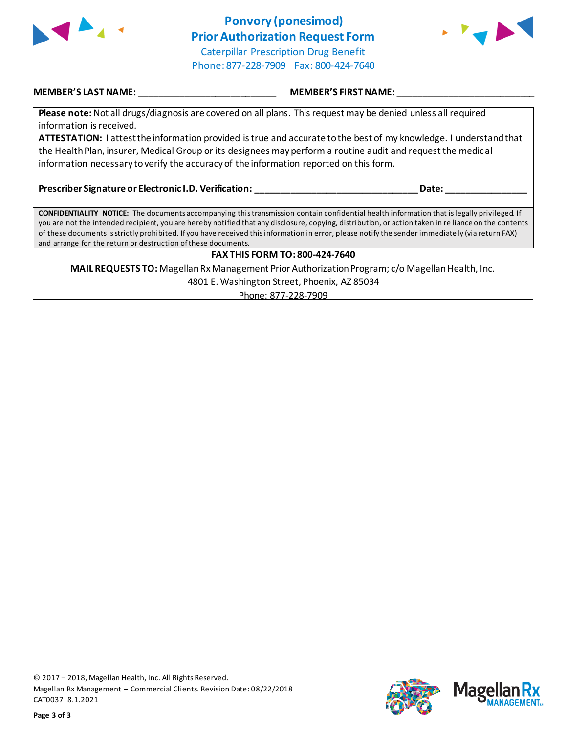# Ponvory (ponesimod) Prior Authorization Request Form

Caterpillar Prescription Drug Benefit

Phone: 877-228-7909 Fax: 800-424-7640

**MEMBER'S LAST NAME:** ____________________________ **MEMBER'S FIRST NAME:** ____________________________

**Please note:** Not all drugs/diagnosis are covered on all plans. This request may be denied unless all required information is received.

**ATTESTATION:** I attest the information provided is true and accurate to the best of my knowledge. I understand that the Health Plan, insurer, Medical Group or its designees may perform a routine audit and request the medical information necessary to verify the accuracy of the information reported on this form.

**Prescriber Signature or Electronic I.D. Verification:** ________________________________ **Date:** ________________

**CONFIDENTIALITY NOTICE:** The documents accompanying this transmission contain confidential health information that is legally privileged. If you are not the intended recipient, you are hereby notified that any disclosure, copying, distribution, or action taken in reliance on the contents of these documents is strictly prohibited. If you have received this information in error, please notify the sender immediately (via return FAX) and arrange for the return or destruction of these documents.

**FAX THIS FORM TO: 800-424-7640**

**MAIL REQUESTS TO:** Magellan Rx Management Prior Authorization Program; c/o Magellan Health, Inc.
4801 E. Washington Street, Phoenix, AZ 85034
Phone: 877-228-7909

© 2017 – 2018, Magellan Health, Inc. All Rights Reserved.
Magellan Rx Management – Commercial Clients. Revision Date: 08/22/2018
CAT0037 8.1.2021